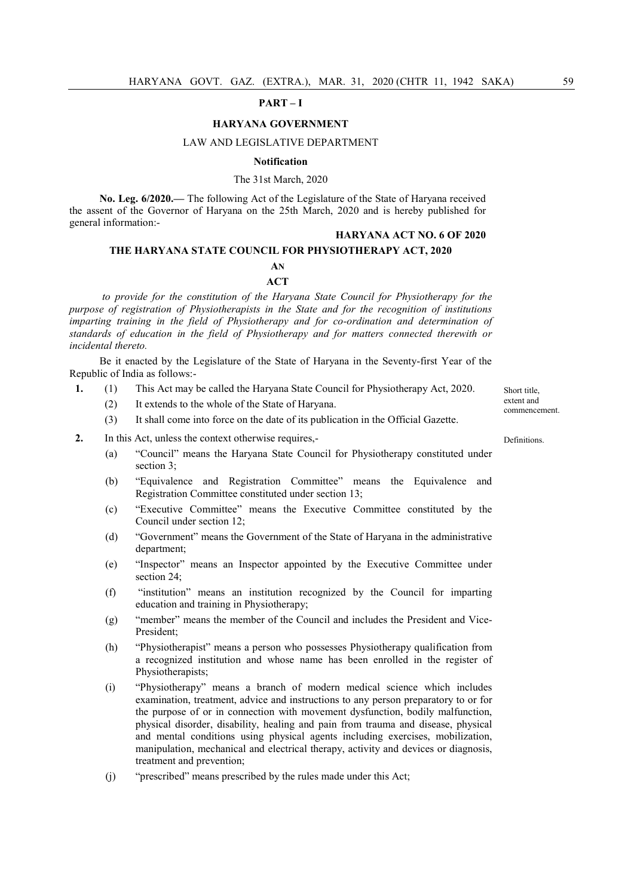**PART – I**

**HARYANA GOVERNMENT**

LAW AND LEGISLATIVE DEPARTMENT

**Notification**

The 31st March, 2020

**No. Leg. 6/2020.—** The following Act of the Legislature of the State of Haryana received the assent of the Governor of Haryana on the 25th March, 2020 and is hereby published for general information:-

**HARYANA ACT NO. 6 OF 2020**

**THE HARYANA STATE COUNCIL FOR PHYSIOTHERAPY ACT, 2020**

**AN**

**ACT**

*to provide for the constitution of the Haryana State Council for Physiotherapy for the purpose of registration of Physiotherapists in the State and for the recognition of institutions imparting training in the field of Physiotherapy and for co-ordination and determination of standards of education in the field of Physiotherapy and for matters connected therewith or incidental thereto.*

Be it enacted by the Legislature of the State of Haryana in the Seventy-first Year of the Republic of India as follows:-

Short title, extent and commencement.

**1.** (1) This Act may be called the Haryana State Council for Physiotherapy Act, 2020.

(2) It extends to the whole of the State of Haryana.

(3) It shall come into force on the date of its publication in the Official Gazette.

Definitions.

**2.** In this Act, unless the context otherwise requires,-

(a) "Council" means the Haryana State Council for Physiotherapy constituted under section 3;

(b) "Equivalence and Registration Committee" means the Equivalence and Registration Committee constituted under section 13;

(c) "Executive Committee" means the Executive Committee constituted by the Council under section 12;

(d) "Government" means the Government of the State of Haryana in the administrative department;

(e) "Inspector" means an Inspector appointed by the Executive Committee under section 24;

(f) "institution" means an institution recognized by the Council for imparting education and training in Physiotherapy;

(g) "member" means the member of the Council and includes the President and Vice-President;

(h) "Physiotherapist" means a person who possesses Physiotherapy qualification from a recognized institution and whose name has been enrolled in the register of Physiotherapists;

(i) "Physiotherapy" means a branch of modern medical science which includes examination, treatment, advice and instructions to any person preparatory to or for the purpose of or in connection with movement dysfunction, bodily malfunction, physical disorder, disability, healing and pain from trauma and disease, physical and mental conditions using physical agents including exercises, mobilization, manipulation, mechanical and electrical therapy, activity and devices or diagnosis, treatment and prevention;

(j) "prescribed" means prescribed by the rules made under this Act;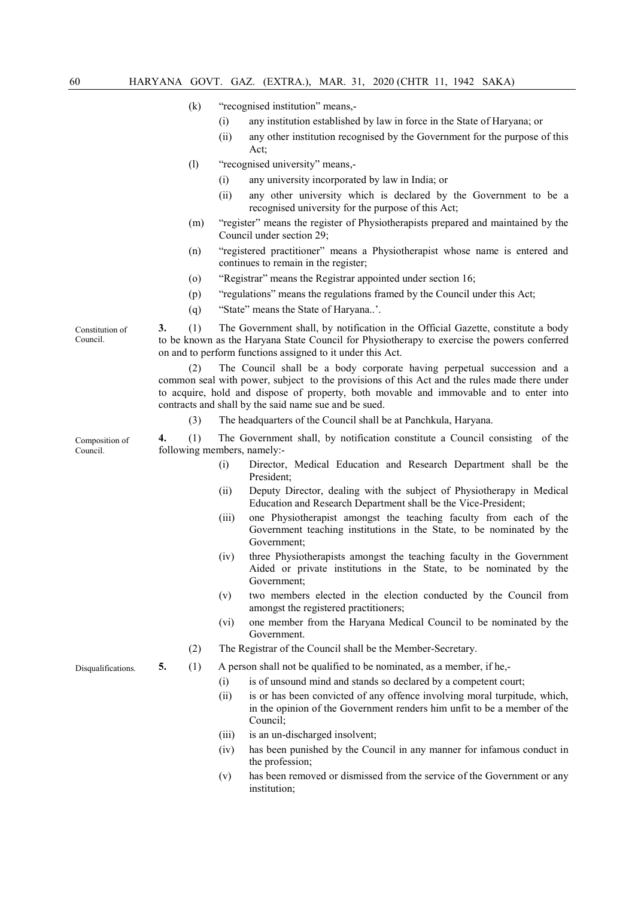(k) "recognised institution" means,-

(i) any institution established by law in force in the State of Haryana; or

(ii) any other institution recognised by the Government for the purpose of this Act;

(l) "recognised university" means,-

(i) any university incorporated by law in India; or

(ii) any other university which is declared by the Government to be a recognised university for the purpose of this Act;

(m) "register" means the register of Physiotherapists prepared and maintained by the Council under section 29;

(n) "registered practitioner" means a Physiotherapist whose name is entered and continues to remain in the register;

(o) "Registrar" means the Registrar appointed under section 16;

(p) "regulations" means the regulations framed by the Council under this Act;

(q) "State" means the State of Haryana..'.

**Constitution of Council.**

**3.** (1) The Government shall, by notification in the Official Gazette, constitute a body to be known as the Haryana State Council for Physiotherapy to exercise the powers conferred on and to perform functions assigned to it under this Act.

(2) The Council shall be a body corporate having perpetual succession and a common seal with power, subject to the provisions of this Act and the rules made there under to acquire, hold and dispose of property, both movable and immovable and to enter into contracts and shall by the said name sue and be sued.

(3) The headquarters of the Council shall be at Panchkula, Haryana.

**Composition of Council.**

**4.** (1) The Government shall, by notification constitute a Council consisting of the following members, namely:-

(i) Director, Medical Education and Research Department shall be the President;

(ii) Deputy Director, dealing with the subject of Physiotherapy in Medical Education and Research Department shall be the Vice-President;

(iii) one Physiotherapist amongst the teaching faculty from each of the Government teaching institutions in the State, to be nominated by the Government;

(iv) three Physiotherapists amongst the teaching faculty in the Government Aided or private institutions in the State, to be nominated by the Government;

(v) two members elected in the election conducted by the Council from amongst the registered practitioners;

(vi) one member from the Haryana Medical Council to be nominated by the Government.

(2) The Registrar of the Council shall be the Member-Secretary.

**Disqualifications.**

**5.** (1) A person shall not be qualified to be nominated, as a member, if he,-

(i) is of unsound mind and stands so declared by a competent court;

(ii) is or has been convicted of any offence involving moral turpitude, which, in the opinion of the Government renders him unfit to be a member of the Council;

(iii) is an un-discharged insolvent;

(iv) has been punished by the Council in any manner for infamous conduct in the profession;

(v) has been removed or dismissed from the service of the Government or any institution;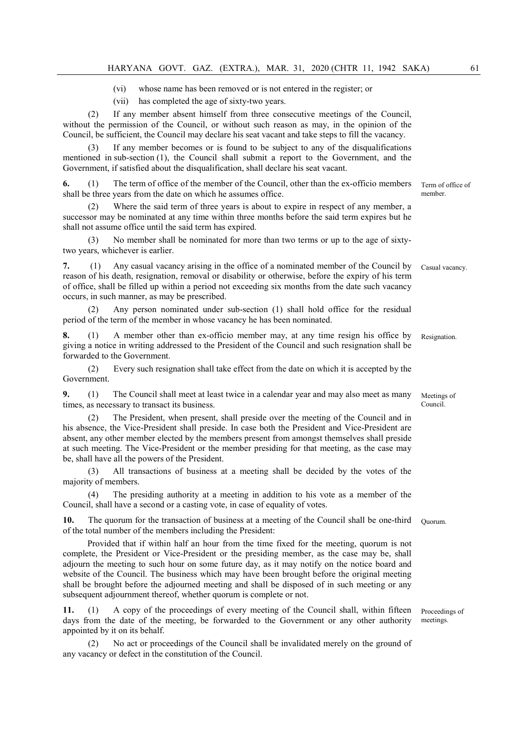(vi) whose name has been removed or is not entered in the register; or

(vii) has completed the age of sixty-two years.

(2) If any member absent himself from three consecutive meetings of the Council, without the permission of the Council, or without such reason as may, in the opinion of the Council, be sufficient, the Council may declare his seat vacant and take steps to fill the vacancy.

(3) If any member becomes or is found to be subject to any of the disqualifications mentioned in sub-section (1), the Council shall submit a report to the Government, and the Government, if satisfied about the disqualification, shall declare his seat vacant.

**Term of office of member.**

**6.** (1) The term of office of the member of the Council, other than the ex-officio members shall be three years from the date on which he assumes office.

(2) Where the said term of three years is about to expire in respect of any member, a successor may be nominated at any time within three months before the said term expires but he shall not assume office until the said term has expired.

(3) No member shall be nominated for more than two terms or up to the age of sixty-two years, whichever is earlier.

**Casual vacancy.**

**7.** (1) Any casual vacancy arising in the office of a nominated member of the Council by reason of his death, resignation, removal or disability or otherwise, before the expiry of his term of office, shall be filled up within a period not exceeding six months from the date such vacancy occurs, in such manner, as may be prescribed.

(2) Any person nominated under sub-section (1) shall hold office for the residual period of the term of the member in whose vacancy he has been nominated.

**Resignation.**

**8.** (1) A member other than ex-officio member may, at any time resign his office by giving a notice in writing addressed to the President of the Council and such resignation shall be forwarded to the Government.

(2) Every such resignation shall take effect from the date on which it is accepted by the Government.

**Meetings of Council.**

**9.** (1) The Council shall meet at least twice in a calendar year and may also meet as many times, as necessary to transact its business.

(2) The President, when present, shall preside over the meeting of the Council and in his absence, the Vice-President shall preside. In case both the President and Vice-President are absent, any other member elected by the members present from amongst themselves shall preside at such meeting. The Vice-President or the member presiding for that meeting, as the case may be, shall have all the powers of the President.

(3) All transactions of business at a meeting shall be decided by the votes of the majority of members.

(4) The presiding authority at a meeting in addition to his vote as a member of the Council, shall have a second or a casting vote, in case of equality of votes.

**Quorum.**

**10.** The quorum for the transaction of business at a meeting of the Council shall be one-third of the total number of the members including the President:

Provided that if within half an hour from the time fixed for the meeting, quorum is not complete, the President or Vice-President or the presiding member, as the case may be, shall adjourn the meeting to such hour on some future day, as it may notify on the notice board and website of the Council. The business which may have been brought before the original meeting shall be brought before the adjourned meeting and shall be disposed of in such meeting or any subsequent adjournment thereof, whether quorum is complete or not.

**Proceedings of meetings.**

**11.** (1) A copy of the proceedings of every meeting of the Council shall, within fifteen days from the date of the meeting, be forwarded to the Government or any other authority appointed by it on its behalf.

(2) No act or proceedings of the Council shall be invalidated merely on the ground of any vacancy or defect in the constitution of the Council.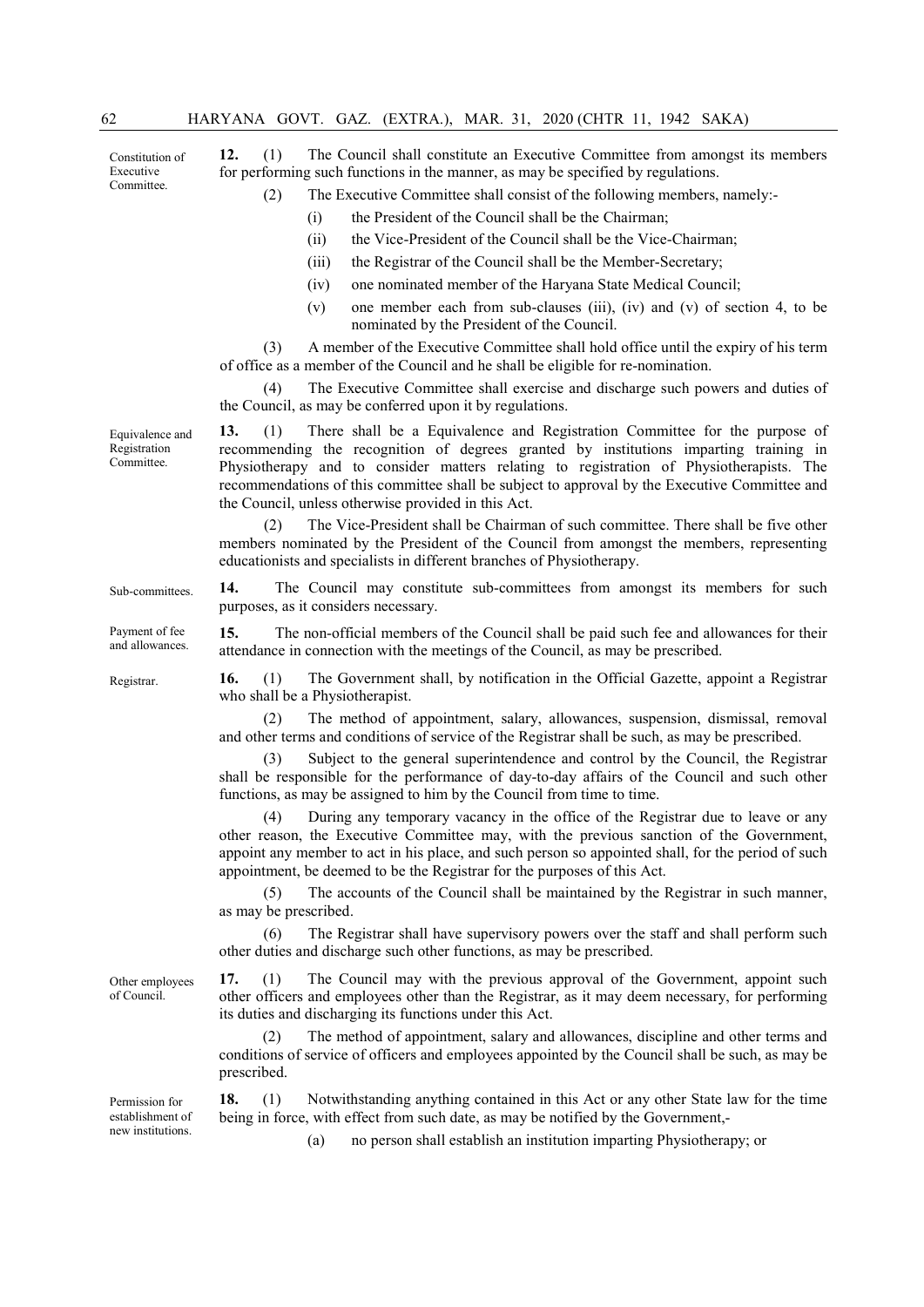**Constitution of Executive Committee.**

**12.** (1) The Council shall constitute an Executive Committee from amongst its members for performing such functions in the manner, as may be specified by regulations.

(2) The Executive Committee shall consist of the following members, namely:-

(i) the President of the Council shall be the Chairman;

(ii) the Vice-President of the Council shall be the Vice-Chairman;

(iii) the Registrar of the Council shall be the Member-Secretary;

(iv) one nominated member of the Haryana State Medical Council;

(v) one member each from sub-clauses (iii), (iv) and (v) of section 4, to be nominated by the President of the Council.

(3) A member of the Executive Committee shall hold office until the expiry of his term of office as a member of the Council and he shall be eligible for re-nomination.

(4) The Executive Committee shall exercise and discharge such powers and duties of the Council, as may be conferred upon it by regulations.

**Equivalence and Registration Committee.**

**13.** (1) There shall be a Equivalence and Registration Committee for the purpose of recommending the recognition of degrees granted by institutions imparting training in Physiotherapy and to consider matters relating to registration of Physiotherapists. The recommendations of this committee shall be subject to approval by the Executive Committee and the Council, unless otherwise provided in this Act.

(2) The Vice-President shall be Chairman of such committee. There shall be five other members nominated by the President of the Council from amongst the members, representing educationists and specialists in different branches of Physiotherapy.

**Sub-committees.**

**14.** The Council may constitute sub-committees from amongst its members for such purposes, as it considers necessary.

**Payment of fee and allowances.**

**15.** The non-official members of the Council shall be paid such fee and allowances for their attendance in connection with the meetings of the Council, as may be prescribed.

**Registrar.**

**16.** (1) The Government shall, by notification in the Official Gazette, appoint a Registrar who shall be a Physiotherapist.

(2) The method of appointment, salary, allowances, suspension, dismissal, removal and other terms and conditions of service of the Registrar shall be such, as may be prescribed.

(3) Subject to the general superintendence and control by the Council, the Registrar shall be responsible for the performance of day-to-day affairs of the Council and such other functions, as may be assigned to him by the Council from time to time.

(4) During any temporary vacancy in the office of the Registrar due to leave or any other reason, the Executive Committee may, with the previous sanction of the Government, appoint any member to act in his place, and such person so appointed shall, for the period of such appointment, be deemed to be the Registrar for the purposes of this Act.

(5) The accounts of the Council shall be maintained by the Registrar in such manner, as may be prescribed.

(6) The Registrar shall have supervisory powers over the staff and shall perform such other duties and discharge such other functions, as may be prescribed.

**Other employees of Council.**

**17.** (1) The Council may with the previous approval of the Government, appoint such other officers and employees other than the Registrar, as it may deem necessary, for performing its duties and discharging its functions under this Act.

(2) The method of appointment, salary and allowances, discipline and other terms and conditions of service of officers and employees appointed by the Council shall be such, as may be prescribed.

**Permission for establishment of new institutions.**

**18.** (1) Notwithstanding anything contained in this Act or any other State law for the time being in force, with effect from such date, as may be notified by the Government,-

(a) no person shall establish an institution imparting Physiotherapy; or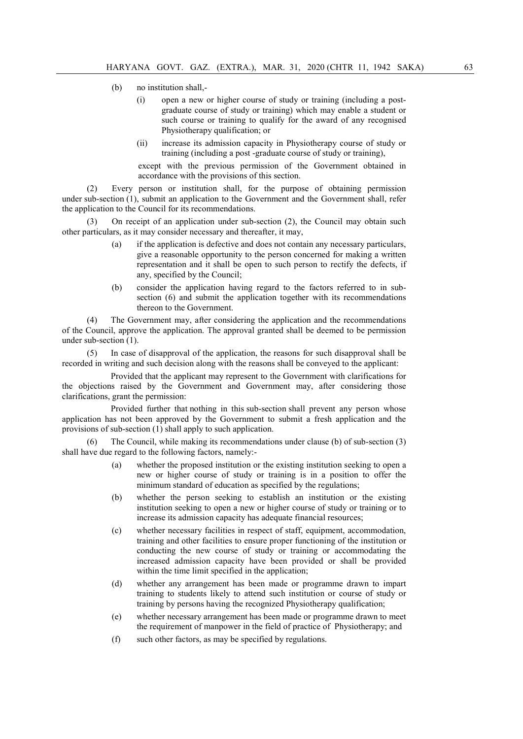(b) no institution shall,-

(i) open a new or higher course of study or training (including a post-graduate course of study or training) which may enable a student or such course or training to qualify for the award of any recognised Physiotherapy qualification; or

(ii) increase its admission capacity in Physiotherapy course of study or training (including a post -graduate course of study or training),

except with the previous permission of the Government obtained in accordance with the provisions of this section.

(2) Every person or institution shall, for the purpose of obtaining permission under sub-section (1), submit an application to the Government and the Government shall, refer the application to the Council for its recommendations.

(3) On receipt of an application under sub-section (2), the Council may obtain such other particulars, as it may consider necessary and thereafter, it may,

(a) if the application is defective and does not contain any necessary particulars, give a reasonable opportunity to the person concerned for making a written representation and it shall be open to such person to rectify the defects, if any, specified by the Council;

(b) consider the application having regard to the factors referred to in sub-section (6) and submit the application together with its recommendations thereon to the Government.

(4) The Government may, after considering the application and the recommendations of the Council, approve the application. The approval granted shall be deemed to be permission under sub-section (1).

(5) In case of disapproval of the application, the reasons for such disapproval shall be recorded in writing and such decision along with the reasons shall be conveyed to the applicant:

Provided that the applicant may represent to the Government with clarifications for the objections raised by the Government and Government may, after considering those clarifications, grant the permission:

Provided further that nothing in this sub-section shall prevent any person whose application has not been approved by the Government to submit a fresh application and the provisions of sub-section (1) shall apply to such application.

(6) The Council, while making its recommendations under clause (b) of sub-section (3) shall have due regard to the following factors, namely:-

(a) whether the proposed institution or the existing institution seeking to open a new or higher course of study or training is in a position to offer the minimum standard of education as specified by the regulations;

(b) whether the person seeking to establish an institution or the existing institution seeking to open a new or higher course of study or training or to increase its admission capacity has adequate financial resources;

(c) whether necessary facilities in respect of staff, equipment, accommodation, training and other facilities to ensure proper functioning of the institution or conducting the new course of study or training or accommodating the increased admission capacity have been provided or shall be provided within the time limit specified in the application;

(d) whether any arrangement has been made or programme drawn to impart training to students likely to attend such institution or course of study or training by persons having the recognized Physiotherapy qualification;

(e) whether necessary arrangement has been made or programme drawn to meet the requirement of manpower in the field of practice of Physiotherapy; and

(f) such other factors, as may be specified by regulations.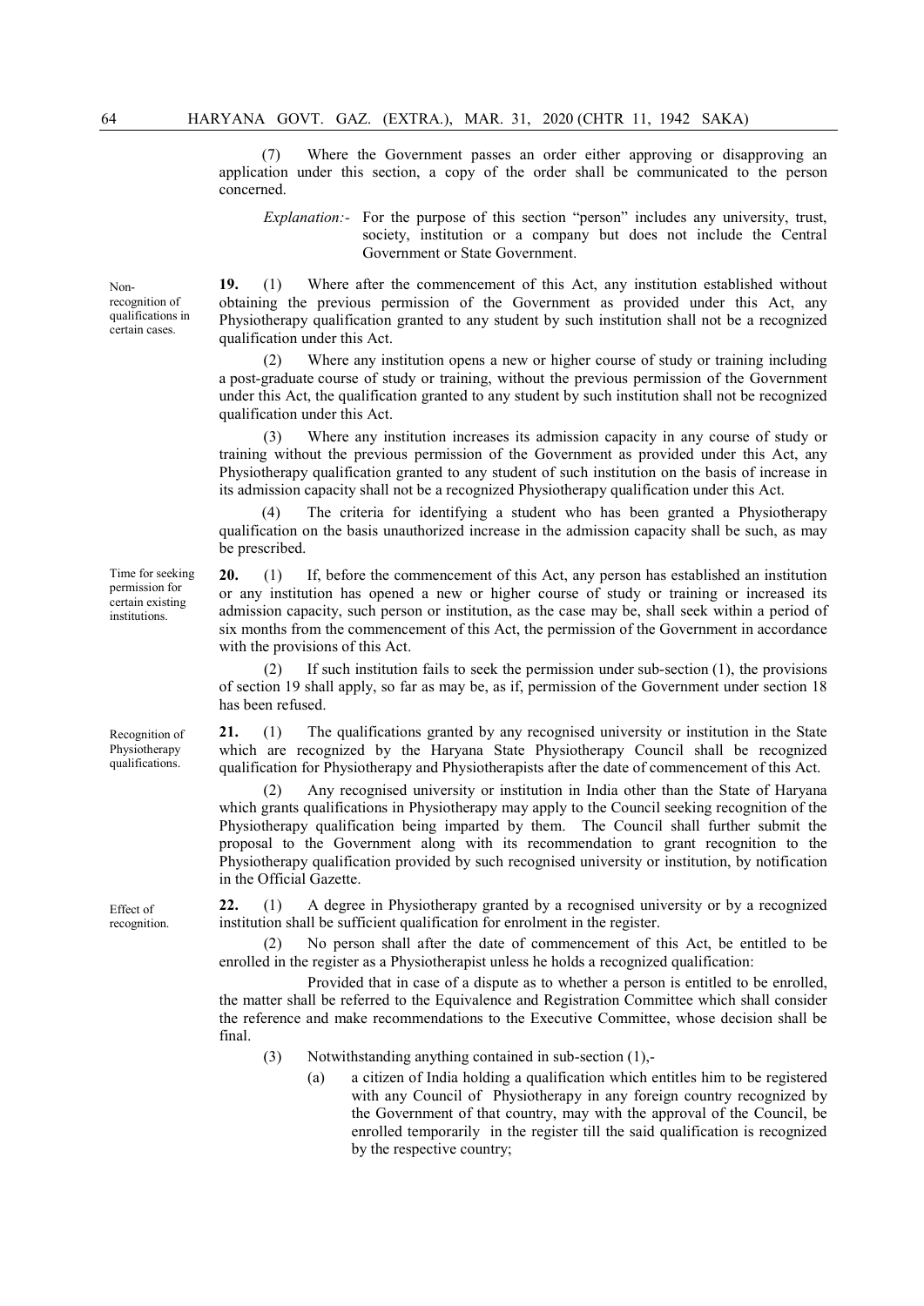(7) Where the Government passes an order either approving or disapproving an application under this section, a copy of the order shall be communicated to the person concerned.

*Explanation:-* For the purpose of this section "person" includes any university, trust, society, institution or a company but does not include the Central Government or State Government.

**Non-recognition of qualifications in certain cases.**

**19.** (1) Where after the commencement of this Act, any institution established without obtaining the previous permission of the Government as provided under this Act, any Physiotherapy qualification granted to any student by such institution shall not be a recognized qualification under this Act.

(2) Where any institution opens a new or higher course of study or training including a post-graduate course of study or training, without the previous permission of the Government under this Act, the qualification granted to any student by such institution shall not be recognized qualification under this Act.

(3) Where any institution increases its admission capacity in any course of study or training without the previous permission of the Government as provided under this Act, any Physiotherapy qualification granted to any student of such institution on the basis of increase in its admission capacity shall not be a recognized Physiotherapy qualification under this Act.

(4) The criteria for identifying a student who has been granted a Physiotherapy qualification on the basis unauthorized increase in the admission capacity shall be such, as may be prescribed.

**Time for seeking permission for certain existing institutions.**

**20.** (1) If, before the commencement of this Act, any person has established an institution or any institution has opened a new or higher course of study or training or increased its admission capacity, such person or institution, as the case may be, shall seek within a period of six months from the commencement of this Act, the permission of the Government in accordance with the provisions of this Act.

(2) If such institution fails to seek the permission under sub-section (1), the provisions of section 19 shall apply, so far as may be, as if, permission of the Government under section 18 has been refused.

**Recognition of Physiotherapy qualifications.**

**21.** (1) The qualifications granted by any recognised university or institution in the State which are recognized by the Haryana State Physiotherapy Council shall be recognized qualification for Physiotherapy and Physiotherapists after the date of commencement of this Act.

(2) Any recognised university or institution in India other than the State of Haryana which grants qualifications in Physiotherapy may apply to the Council seeking recognition of the Physiotherapy qualification being imparted by them. The Council shall further submit the proposal to the Government along with its recommendation to grant recognition to the Physiotherapy qualification provided by such recognised university or institution, by notification in the Official Gazette.

**Effect of recognition.**

**22.** (1) A degree in Physiotherapy granted by a recognised university or by a recognized institution shall be sufficient qualification for enrolment in the register.

(2) No person shall after the date of commencement of this Act, be entitled to be enrolled in the register as a Physiotherapist unless he holds a recognized qualification:

Provided that in case of a dispute as to whether a person is entitled to be enrolled, the matter shall be referred to the Equivalence and Registration Committee which shall consider the reference and make recommendations to the Executive Committee, whose decision shall be final.

(3) Notwithstanding anything contained in sub-section (1),-

(a) a citizen of India holding a qualification which entitles him to be registered with any Council of Physiotherapy in any foreign country recognized by the Government of that country, may with the approval of the Council, be enrolled temporarily in the register till the said qualification is recognized by the respective country;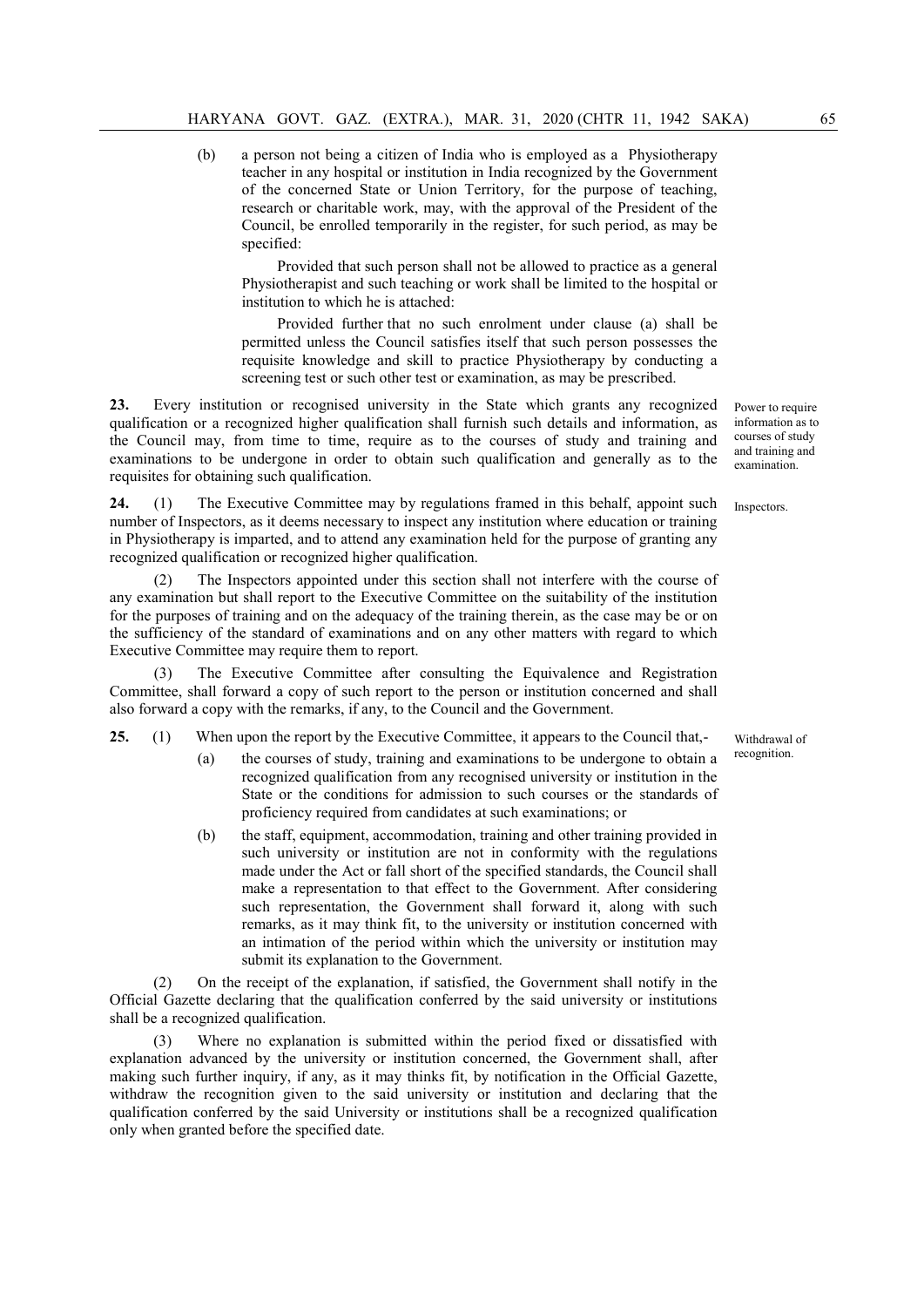(b) a person not being a citizen of India who is employed as a Physiotherapy teacher in any hospital or institution in India recognized by the Government of the concerned State or Union Territory, for the purpose of teaching, research or charitable work, may, with the approval of the President of the Council, be enrolled temporarily in the register, for such period, as may be specified:

Provided that such person shall not be allowed to practice as a general Physiotherapist and such teaching or work shall be limited to the hospital or institution to which he is attached:

Provided further that no such enrolment under clause (a) shall be permitted unless the Council satisfies itself that such person possesses the requisite knowledge and skill to practice Physiotherapy by conducting a screening test or such other test or examination, as may be prescribed.

*Power to require information as to courses of study and training and examination.*

**23.** Every institution or recognised university in the State which grants any recognized qualification or a recognized higher qualification shall furnish such details and information, as the Council may, from time to time, require as to the courses of study and training and examinations to be undergone in order to obtain such qualification and generally as to the requisites for obtaining such qualification.

*Inspectors.*

**24.** (1) The Executive Committee may by regulations framed in this behalf, appoint such number of Inspectors, as it deems necessary to inspect any institution where education or training in Physiotherapy is imparted, and to attend any examination held for the purpose of granting any recognized qualification or recognized higher qualification.

(2) The Inspectors appointed under this section shall not interfere with the course of any examination but shall report to the Executive Committee on the suitability of the institution for the purposes of training and on the adequacy of the training therein, as the case may be or on the sufficiency of the standard of examinations and on any other matters with regard to which Executive Committee may require them to report.

(3) The Executive Committee after consulting the Equivalence and Registration Committee, shall forward a copy of such report to the person or institution concerned and shall also forward a copy with the remarks, if any, to the Council and the Government.

*Withdrawal of recognition.*

**25.** (1) When upon the report by the Executive Committee, it appears to the Council that,-

(a) the courses of study, training and examinations to be undergone to obtain a recognized qualification from any recognised university or institution in the State or the conditions for admission to such courses or the standards of proficiency required from candidates at such examinations; or

(b) the staff, equipment, accommodation, training and other training provided in such university or institution are not in conformity with the regulations made under the Act or fall short of the specified standards, the Council shall make a representation to that effect to the Government. After considering such representation, the Government shall forward it, along with such remarks, as it may think fit, to the university or institution concerned with an intimation of the period within which the university or institution may submit its explanation to the Government.

(2) On the receipt of the explanation, if satisfied, the Government shall notify in the Official Gazette declaring that the qualification conferred by the said university or institutions shall be a recognized qualification.

(3) Where no explanation is submitted within the period fixed or dissatisfied with explanation advanced by the university or institution concerned, the Government shall, after making such further inquiry, if any, as it may thinks fit, by notification in the Official Gazette, withdraw the recognition given to the said university or institution and declaring that the qualification conferred by the said University or institutions shall be a recognized qualification only when granted before the specified date.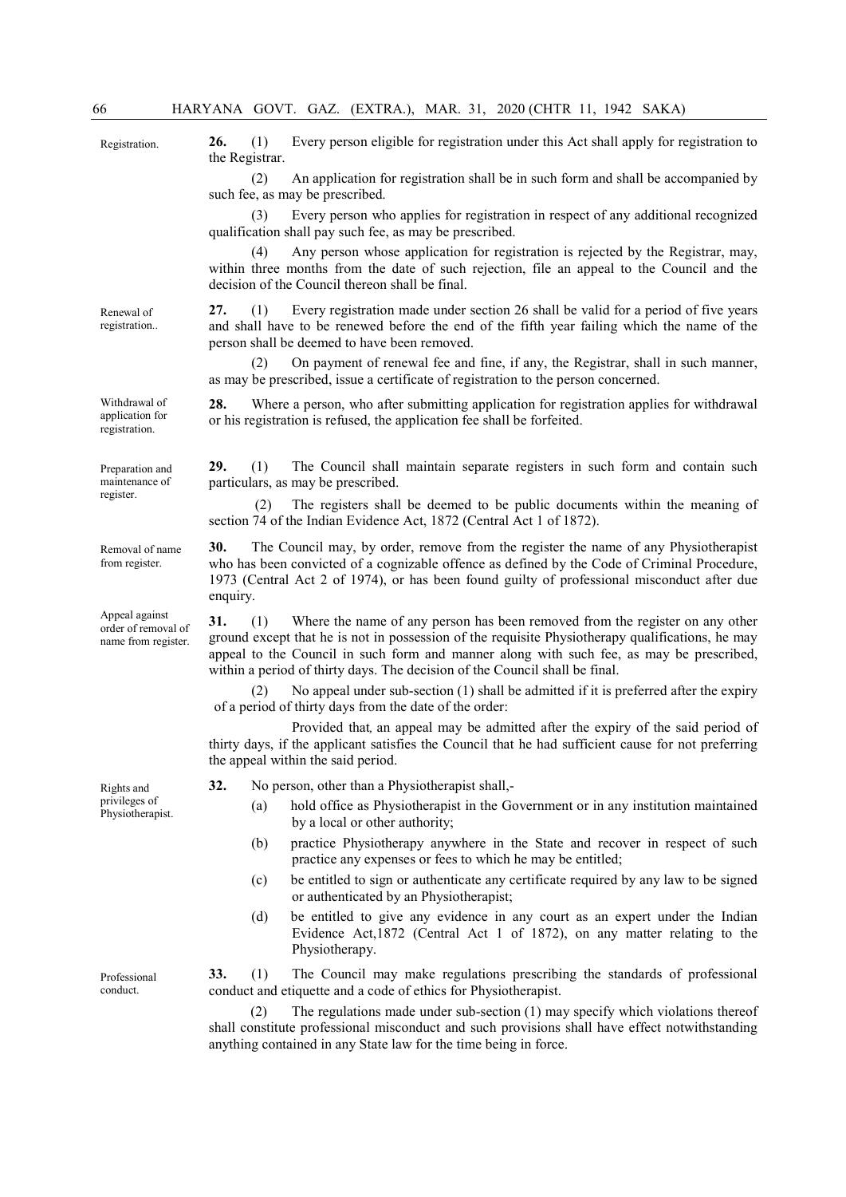**Registration.**

**26.** (1) Every person eligible for registration under this Act shall apply for registration to the Registrar.

(2) An application for registration shall be in such form and shall be accompanied by such fee, as may be prescribed.

(3) Every person who applies for registration in respect of any additional recognized qualification shall pay such fee, as may be prescribed.

(4) Any person whose application for registration is rejected by the Registrar, may, within three months from the date of such rejection, file an appeal to the Council and the decision of the Council thereon shall be final.

**Renewal of registration..**

**27.** (1) Every registration made under section 26 shall be valid for a period of five years and shall have to be renewed before the end of the fifth year failing which the name of the person shall be deemed to have been removed.

(2) On payment of renewal fee and fine, if any, the Registrar, shall in such manner, as may be prescribed, issue a certificate of registration to the person concerned.

**Withdrawal of application for registration.**

**28.** Where a person, who after submitting application for registration applies for withdrawal or his registration is refused, the application fee shall be forfeited.

**Preparation and maintenance of register.**

**29.** (1) The Council shall maintain separate registers in such form and contain such particulars, as may be prescribed.

(2) The registers shall be deemed to be public documents within the meaning of section 74 of the Indian Evidence Act, 1872 (Central Act 1 of 1872).

**Removal of name from register.**

**30.** The Council may, by order, remove from the register the name of any Physiotherapist who has been convicted of a cognizable offence as defined by the Code of Criminal Procedure, 1973 (Central Act 2 of 1974), or has been found guilty of professional misconduct after due enquiry.

**Appeal against order of removal of name from register.**

**31.** (1) Where the name of any person has been removed from the register on any other ground except that he is not in possession of the requisite Physiotherapy qualifications, he may appeal to the Council in such form and manner along with such fee, as may be prescribed, within a period of thirty days. The decision of the Council shall be final.

(2) No appeal under sub-section (1) shall be admitted if it is preferred after the expiry of a period of thirty days from the date of the order:

Provided that, an appeal may be admitted after the expiry of the said period of thirty days, if the applicant satisfies the Council that he had sufficient cause for not preferring the appeal within the said period.

**Rights and privileges of Physiotherapist.**

**32.** No person, other than a Physiotherapist shall,-

(a) hold office as Physiotherapist in the Government or in any institution maintained by a local or other authority;

(b) practice Physiotherapy anywhere in the State and recover in respect of such practice any expenses or fees to which he may be entitled;

(c) be entitled to sign or authenticate any certificate required by any law to be signed or authenticated by an Physiotherapist;

(d) be entitled to give any evidence in any court as an expert under the Indian Evidence Act,1872 (Central Act 1 of 1872), on any matter relating to the Physiotherapy.

**Professional conduct.**

**33.** (1) The Council may make regulations prescribing the standards of professional conduct and etiquette and a code of ethics for Physiotherapist.

(2) The regulations made under sub-section (1) may specify which violations thereof shall constitute professional misconduct and such provisions shall have effect notwithstanding anything contained in any State law for the time being in force.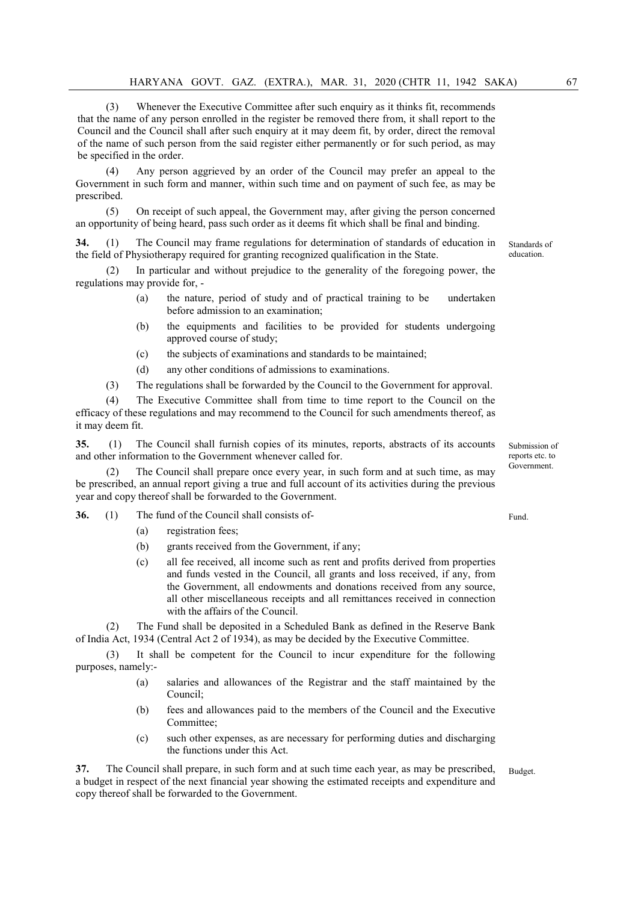(3) Whenever the Executive Committee after such enquiry as it thinks fit, recommends that the name of any person enrolled in the register be removed there from, it shall report to the Council and the Council shall after such enquiry at it may deem fit, by order, direct the removal of the name of such person from the said register either permanently or for such period, as may be specified in the order.

(4) Any person aggrieved by an order of the Council may prefer an appeal to the Government in such form and manner, within such time and on payment of such fee, as may be prescribed.

(5) On receipt of such appeal, the Government may, after giving the person concerned an opportunity of being heard, pass such order as it deems fit which shall be final and binding.

Standards of education.

**34.** (1) The Council may frame regulations for determination of standards of education in the field of Physiotherapy required for granting recognized qualification in the State.

(2) In particular and without prejudice to the generality of the foregoing power, the regulations may provide for, -

- (a) the nature, period of study and of practical training to be undertaken before admission to an examination;
- (b) the equipments and facilities to be provided for students undergoing approved course of study;
- (c) the subjects of examinations and standards to be maintained;
- (d) any other conditions of admissions to examinations.

(3) The regulations shall be forwarded by the Council to the Government for approval.

(4) The Executive Committee shall from time to time report to the Council on the efficacy of these regulations and may recommend to the Council for such amendments thereof, as it may deem fit.

Submission of reports etc. to Government.

**35.** (1) The Council shall furnish copies of its minutes, reports, abstracts of its accounts and other information to the Government whenever called for.

(2) The Council shall prepare once every year, in such form and at such time, as may be prescribed, an annual report giving a true and full account of its activities during the previous year and copy thereof shall be forwarded to the Government.

Fund.

**36.** (1) The fund of the Council shall consists of-

- (a) registration fees;
- (b) grants received from the Government, if any;
- (c) all fee received, all income such as rent and profits derived from properties and funds vested in the Council, all grants and loss received, if any, from the Government, all endowments and donations received from any source, all other miscellaneous receipts and all remittances received in connection with the affairs of the Council.

(2) The Fund shall be deposited in a Scheduled Bank as defined in the Reserve Bank of India Act, 1934 (Central Act 2 of 1934), as may be decided by the Executive Committee.

(3) It shall be competent for the Council to incur expenditure for the following purposes, namely:-

- (a) salaries and allowances of the Registrar and the staff maintained by the Council;
- (b) fees and allowances paid to the members of the Council and the Executive Committee;
- (c) such other expenses, as are necessary for performing duties and discharging the functions under this Act.

Budget.

**37.** The Council shall prepare, in such form and at such time each year, as may be prescribed, a budget in respect of the next financial year showing the estimated receipts and expenditure and copy thereof shall be forwarded to the Government.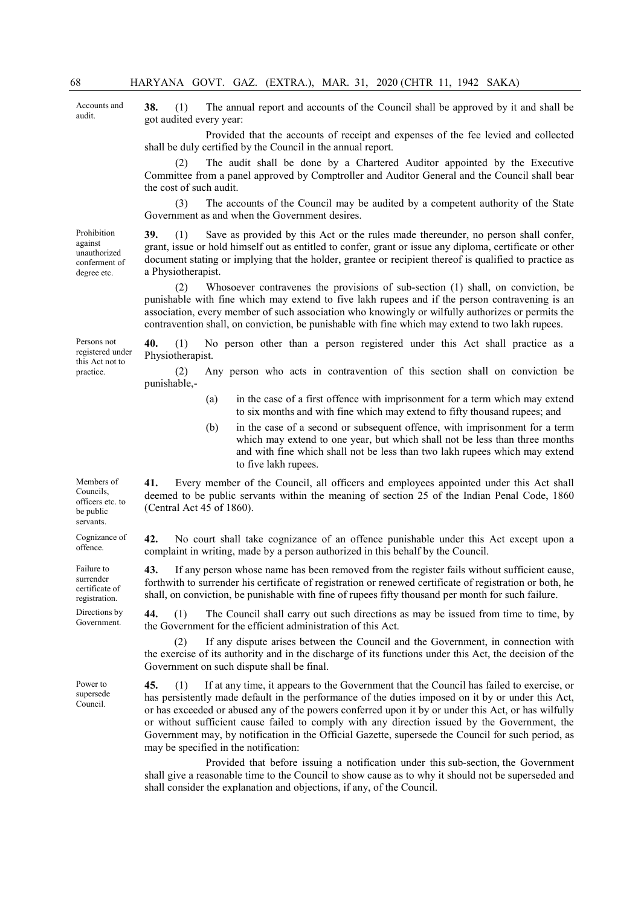**Accounts and audit.**

**38.** (1) The annual report and accounts of the Council shall be approved by it and shall be got audited every year:

Provided that the accounts of receipt and expenses of the fee levied and collected shall be duly certified by the Council in the annual report.

(2) The audit shall be done by a Chartered Auditor appointed by the Executive Committee from a panel approved by Comptroller and Auditor General and the Council shall bear the cost of such audit.

(3) The accounts of the Council may be audited by a competent authority of the State Government as and when the Government desires.

**Prohibition against unauthorized conferment of degree etc.**

**39.** (1) Save as provided by this Act or the rules made thereunder, no person shall confer, grant, issue or hold himself out as entitled to confer, grant or issue any diploma, certificate or other document stating or implying that the holder, grantee or recipient thereof is qualified to practice as a Physiotherapist.

(2) Whosoever contravenes the provisions of sub-section (1) shall, on conviction, be punishable with fine which may extend to five lakh rupees and if the person contravening is an association, every member of such association who knowingly or wilfully authorizes or permits the contravention shall, on conviction, be punishable with fine which may extend to two lakh rupees.

**Persons not registered under this Act not to practice.**

**40.** (1) No person other than a person registered under this Act shall practice as a Physiotherapist.

(2) Any person who acts in contravention of this section shall on conviction be punishable,-

(a) in the case of a first offence with imprisonment for a term which may extend to six months and with fine which may extend to fifty thousand rupees; and

(b) in the case of a second or subsequent offence, with imprisonment for a term which may extend to one year, but which shall not be less than three months and with fine which shall not be less than two lakh rupees which may extend to five lakh rupees.

**Members of Councils, officers etc. to be public servants.**

**41.** Every member of the Council, all officers and employees appointed under this Act shall deemed to be public servants within the meaning of section 25 of the Indian Penal Code, 1860 (Central Act 45 of 1860).

**Cognizance of offence.**

**42.** No court shall take cognizance of an offence punishable under this Act except upon a complaint in writing, made by a person authorized in this behalf by the Council.

**Failure to surrender certificate of registration.**

**43.** If any person whose name has been removed from the register fails without sufficient cause, forthwith to surrender his certificate of registration or renewed certificate of registration or both, he shall, on conviction, be punishable with fine of rupees fifty thousand per month for such failure.

**Directions by Government.**

**44.** (1) The Council shall carry out such directions as may be issued from time to time, by the Government for the efficient administration of this Act.

(2) If any dispute arises between the Council and the Government, in connection with the exercise of its authority and in the discharge of its functions under this Act, the decision of the Government on such dispute shall be final.

**Power to supersede Council.**

**45.** (1) If at any time, it appears to the Government that the Council has failed to exercise, or has persistently made default in the performance of the duties imposed on it by or under this Act, or has exceeded or abused any of the powers conferred upon it by or under this Act, or has wilfully or without sufficient cause failed to comply with any direction issued by the Government, the Government may, by notification in the Official Gazette, supersede the Council for such period, as may be specified in the notification:

Provided that before issuing a notification under this sub-section, the Government shall give a reasonable time to the Council to show cause as to why it should not be superseded and shall consider the explanation and objections, if any, of the Council.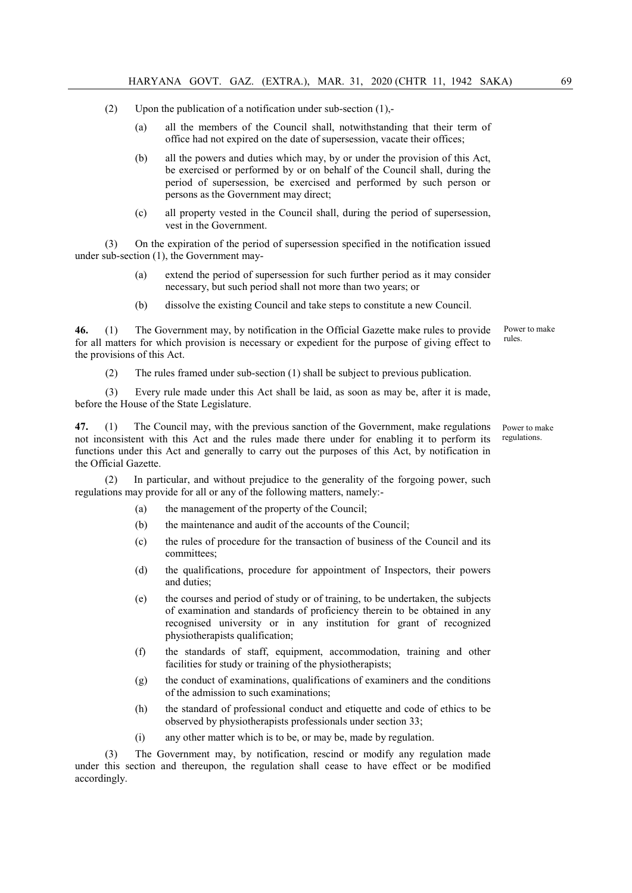(2) Upon the publication of a notification under sub-section (1),-

(a) all the members of the Council shall, notwithstanding that their term of office had not expired on the date of supersession, vacate their offices;

(b) all the powers and duties which may, by or under the provision of this Act, be exercised or performed by or on behalf of the Council shall, during the period of supersession, be exercised and performed by such person or persons as the Government may direct;

(c) all property vested in the Council shall, during the period of supersession, vest in the Government.

(3) On the expiration of the period of supersession specified in the notification issued under sub-section (1), the Government may-

(a) extend the period of supersession for such further period as it may consider necessary, but such period shall not more than two years; or

(b) dissolve the existing Council and take steps to constitute a new Council.

Power to make rules.

**46.** (1) The Government may, by notification in the Official Gazette make rules to provide for all matters for which provision is necessary or expedient for the purpose of giving effect to the provisions of this Act.

(2) The rules framed under sub-section (1) shall be subject to previous publication.

(3) Every rule made under this Act shall be laid, as soon as may be, after it is made, before the House of the State Legislature.

Power to make regulations.

**47.** (1) The Council may, with the previous sanction of the Government, make regulations not inconsistent with this Act and the rules made there under for enabling it to perform its functions under this Act and generally to carry out the purposes of this Act, by notification in the Official Gazette.

(2) In particular, and without prejudice to the generality of the forgoing power, such regulations may provide for all or any of the following matters, namely:-

(a) the management of the property of the Council;

(b) the maintenance and audit of the accounts of the Council;

(c) the rules of procedure for the transaction of business of the Council and its committees;

(d) the qualifications, procedure for appointment of Inspectors, their powers and duties;

(e) the courses and period of study or of training, to be undertaken, the subjects of examination and standards of proficiency therein to be obtained in any recognised university or in any institution for grant of recognized physiotherapists qualification;

(f) the standards of staff, equipment, accommodation, training and other facilities for study or training of the physiotherapists;

(g) the conduct of examinations, qualifications of examiners and the conditions of the admission to such examinations;

(h) the standard of professional conduct and etiquette and code of ethics to be observed by physiotherapists professionals under section 33;

(i) any other matter which is to be, or may be, made by regulation.

(3) The Government may, by notification, rescind or modify any regulation made under this section and thereupon, the regulation shall cease to have effect or be modified accordingly.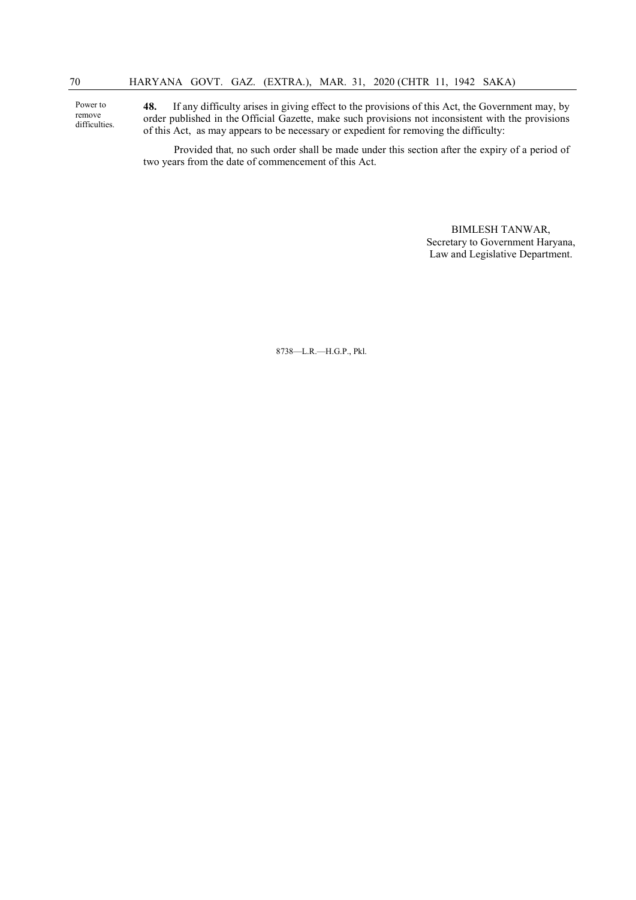Power to remove difficulties.

**48.** If any difficulty arises in giving effect to the provisions of this Act, the Government may, by order published in the Official Gazette, make such provisions not inconsistent with the provisions of this Act, as may appears to be necessary or expedient for removing the difficulty:

Provided that, no such order shall be made under this section after the expiry of a period of two years from the date of commencement of this Act.

BIMLESH TANWAR,
Secretary to Government Haryana,
Law and Legislative Department.

8738—L.R.—H.G.P., Pkl.